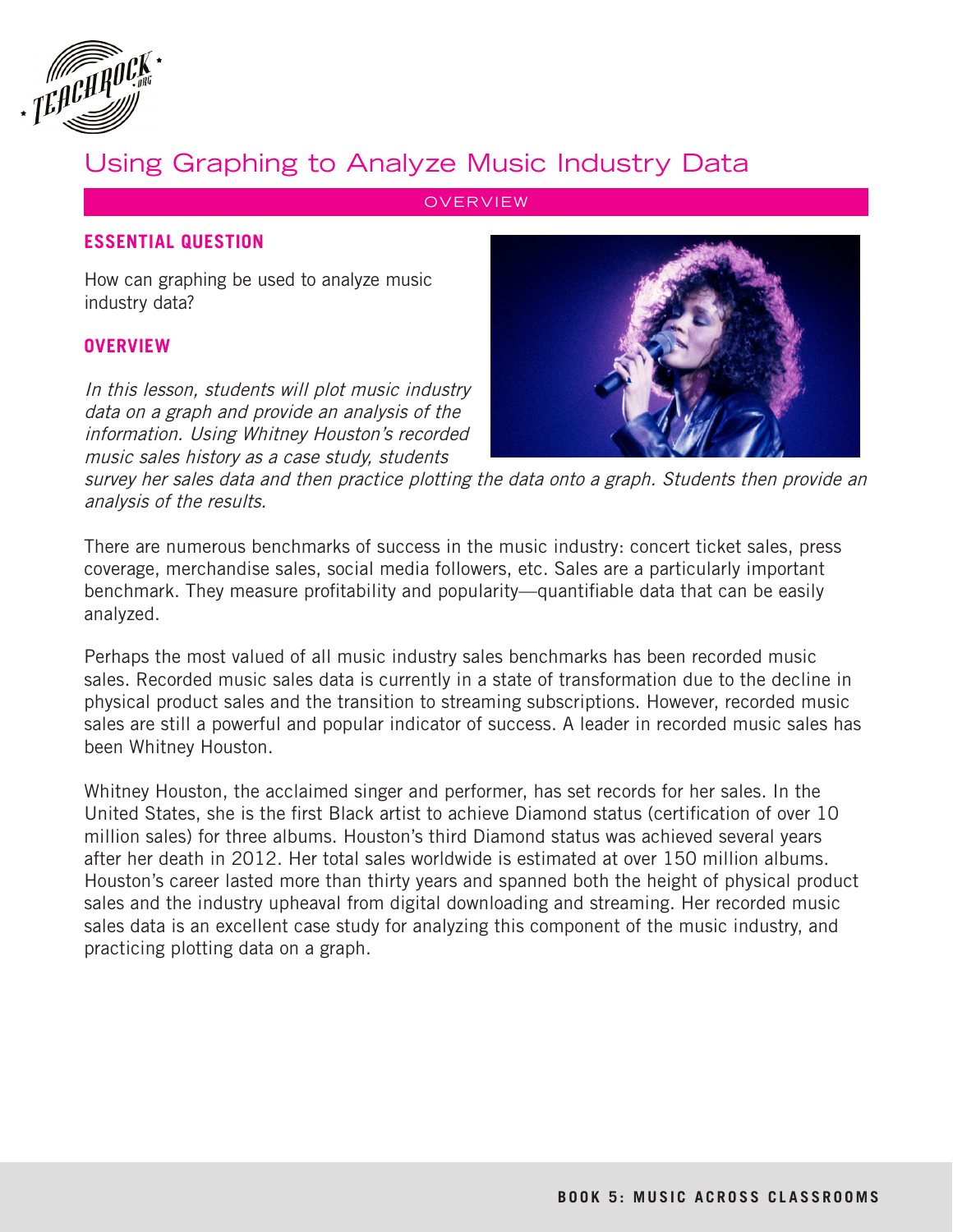# Using Graphing to Analyze Music Industry Data

## OVERVIEW

### ESSENTIAL QUESTION

How can graphing be used to analyze music industry data?

### OVERVIEW

*In this lesson, students will plot music industry data on a graph and provide an analysis of the information. Using Whitney Houston's recorded music sales history as a case study, students survey her sales data and then practice plotting the data onto a graph. Students then provide an analysis of the results.*

There are numerous benchmarks of success in the music industry: concert ticket sales, press coverage, merchandise sales, social media followers, etc. Sales are a particularly important benchmark. They measure profitability and popularity—quantifiable data that can be easily analyzed.

Perhaps the most valued of all music industry sales benchmarks has been recorded music sales. Recorded music sales data is currently in a state of transformation due to the decline in physical product sales and the transition to streaming subscriptions. However, recorded music sales are still a powerful and popular indicator of success. A leader in recorded music sales has been Whitney Houston.

Whitney Houston, the acclaimed singer and performer, has set records for her sales. In the United States, she is the first Black artist to achieve Diamond status (certification of over 10 million sales) for three albums. Houston's third Diamond status was achieved several years after her death in 2012. Her total sales worldwide is estimated at over 150 million albums. Houston's career lasted more than thirty years and spanned both the height of physical product sales and the industry upheaval from digital downloading and streaming. Her recorded music sales data is an excellent case study for analyzing this component of the music industry, and practicing plotting data on a graph.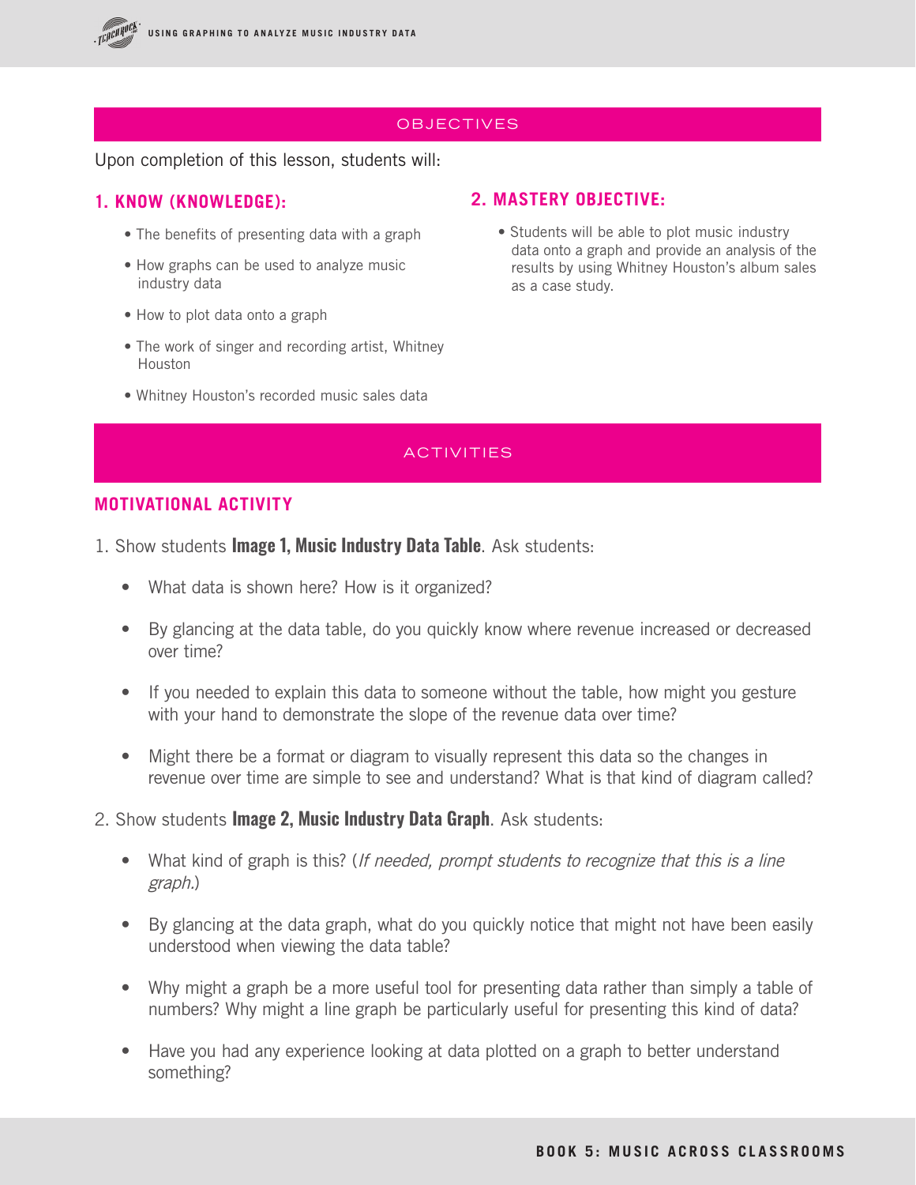## OBJECTIVES

Upon completion of this lesson, students will:

### 1. KNOW (KNOWLEDGE):

- The benefits of presenting data with a graph
- How graphs can be used to analyze music industry data
- How to plot data onto a graph
- The work of singer and recording artist, Whitney Houston
- Whitney Houston's recorded music sales data

### 2. MASTERY OBJECTIVE:

- Students will be able to plot music industry data onto a graph and provide an analysis of the results by using Whitney Houston's album sales as a case study.

## ACTIVITIES

### MOTIVATIONAL ACTIVITY

1. Show students **Image 1, Music Industry Data Table**. Ask students:
   - What data is shown here? How is it organized?
   - By glancing at the data table, do you quickly know where revenue increased or decreased over time?
   - If you needed to explain this data to someone without the table, how might you gesture with your hand to demonstrate the slope of the revenue data over time?
   - Might there be a format or diagram to visually represent this data so the changes in revenue over time are simple to see and understand? What is that kind of diagram called?

2. Show students **Image 2, Music Industry Data Graph**. Ask students:
   - What kind of graph is this? (*If needed, prompt students to recognize that this is a line graph.*)
   - By glancing at the data graph, what do you quickly notice that might not have been easily understood when viewing the data table?
   - Why might a graph be a more useful tool for presenting data rather than simply a table of numbers? Why might a line graph be particularly useful for presenting this kind of data?
   - Have you had any experience looking at data plotted on a graph to better understand something?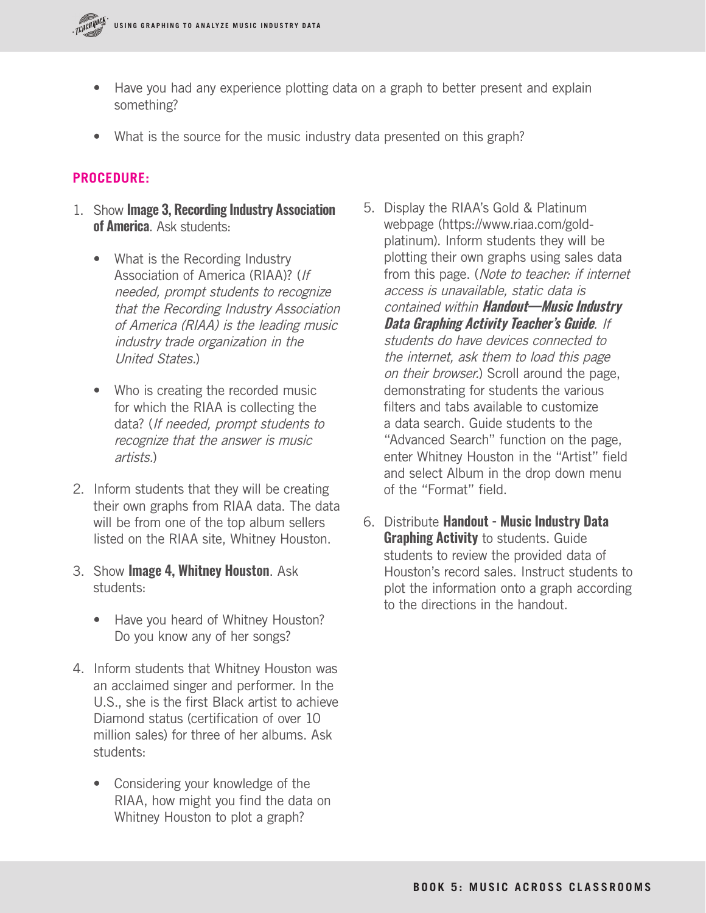- Have you had any experience plotting data on a graph to better present and explain something?
- What is the source for the music industry data presented on this graph?

**PROCEDURE:**

1. Show **Image 3, Recording Industry Association of America**. Ask students:
   - What is the Recording Industry Association of America (RIAA)? (*If needed, prompt students to recognize that the Recording Industry Association of America (RIAA) is the leading music industry trade organization in the United States.*)
   - Who is creating the recorded music for which the RIAA is collecting the data? (*If needed, prompt students to recognize that the answer is music artists.*)
2. Inform students that they will be creating their own graphs from RIAA data. The data will be from one of the top album sellers listed on the RIAA site, Whitney Houston.
3. Show **Image 4, Whitney Houston**. Ask students:
   - Have you heard of Whitney Houston? Do you know any of her songs?
4. Inform students that Whitney Houston was an acclaimed singer and performer. In the U.S., she is the first Black artist to achieve Diamond status (certification of over 10 million sales) for three of her albums. Ask students:
   - Considering your knowledge of the RIAA, how might you find the data on Whitney Houston to plot a graph?
5. Display the RIAA's Gold & Platinum webpage (https://www.riaa.com/gold-platinum). Inform students they will be plotting their own graphs using sales data from this page. (*Note to teacher: if internet access is unavailable, static data is contained within **Handout—Music Industry Data Graphing Activity Teacher's Guide**. If students do have devices connected to the internet, ask them to load this page on their browser.*) Scroll around the page, demonstrating for students the various filters and tabs available to customize a data search. Guide students to the "Advanced Search" function on the page, enter Whitney Houston in the "Artist" field and select Album in the drop down menu of the "Format" field.
6. Distribute **Handout - Music Industry Data Graphing Activity** to students. Guide students to review the provided data of Houston's record sales. Instruct students to plot the information onto a graph according to the directions in the handout.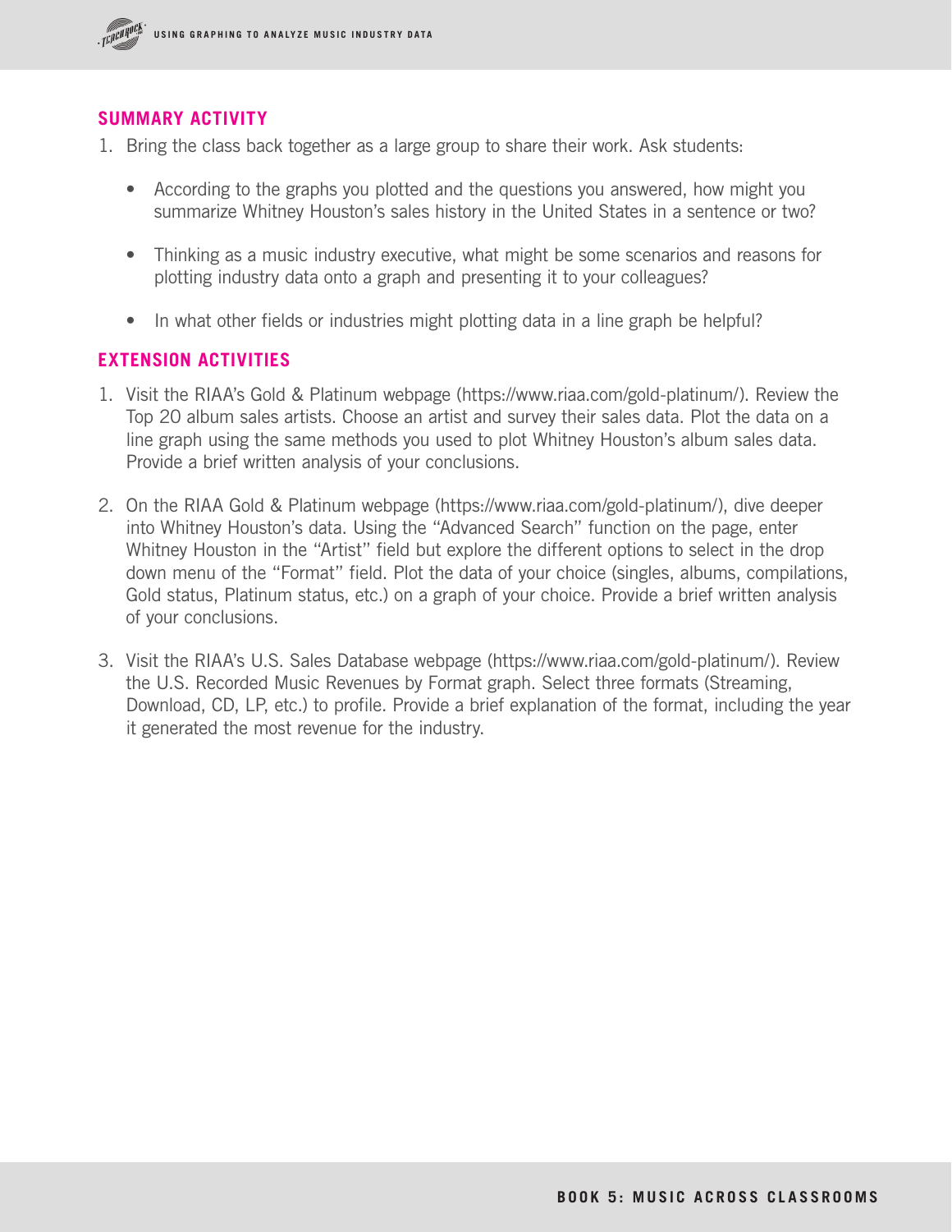## SUMMARY ACTIVITY

1. Bring the class back together as a large group to share their work. Ask students:

   - According to the graphs you plotted and the questions you answered, how might you summarize Whitney Houston's sales history in the United States in a sentence or two?

   - Thinking as a music industry executive, what might be some scenarios and reasons for plotting industry data onto a graph and presenting it to your colleagues?

   - In what other fields or industries might plotting data in a line graph be helpful?

## EXTENSION ACTIVITIES

1. Visit the RIAA's Gold & Platinum webpage (https://www.riaa.com/gold-platinum/). Review the Top 20 album sales artists. Choose an artist and survey their sales data. Plot the data on a line graph using the same methods you used to plot Whitney Houston's album sales data. Provide a brief written analysis of your conclusions.

2. On the RIAA Gold & Platinum webpage (https://www.riaa.com/gold-platinum/), dive deeper into Whitney Houston's data. Using the "Advanced Search" function on the page, enter Whitney Houston in the "Artist" field but explore the different options to select in the drop down menu of the "Format" field. Plot the data of your choice (singles, albums, compilations, Gold status, Platinum status, etc.) on a graph of your choice. Provide a brief written analysis of your conclusions.

3. Visit the RIAA's U.S. Sales Database webpage (https://www.riaa.com/gold-platinum/). Review the U.S. Recorded Music Revenues by Format graph. Select three formats (Streaming, Download, CD, LP, etc.) to profile. Provide a brief explanation of the format, including the year it generated the most revenue for the industry.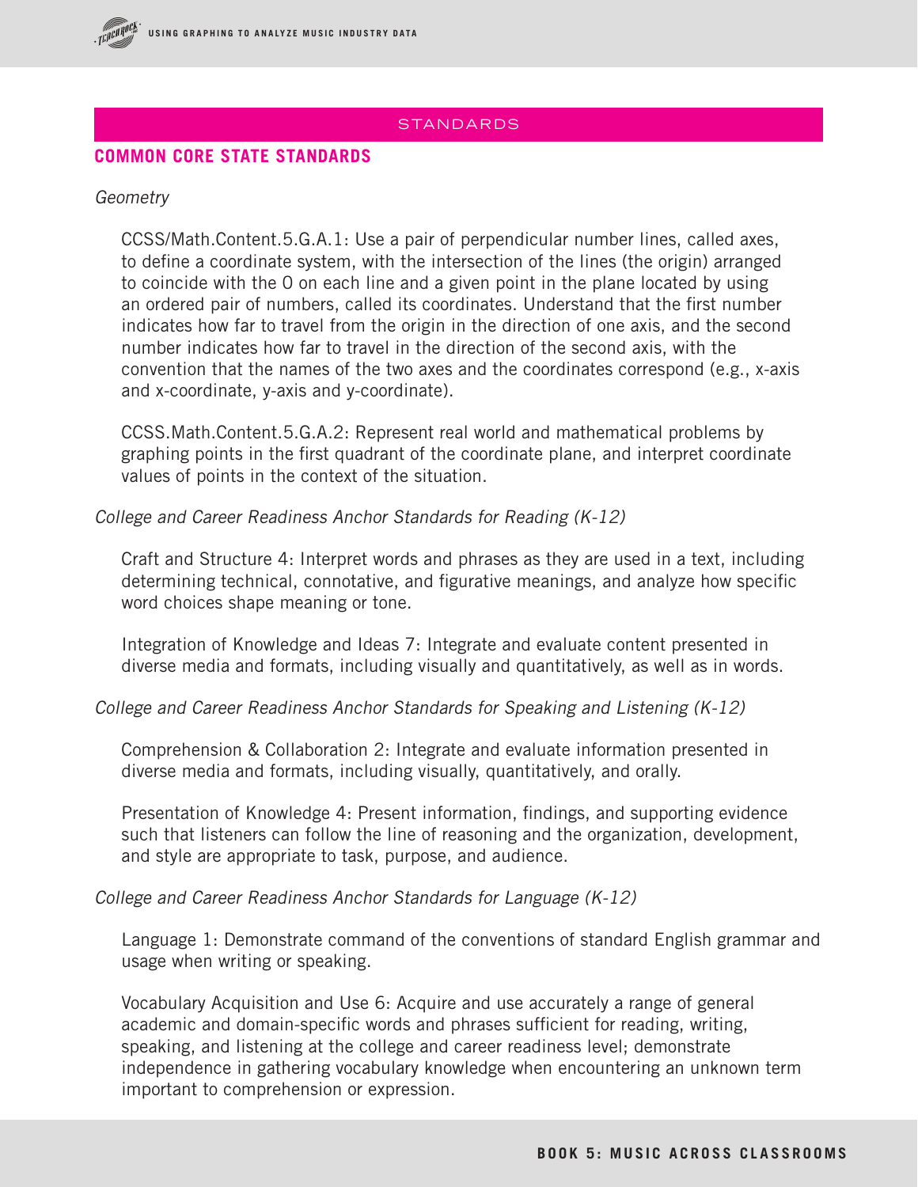## STANDARDS

### COMMON CORE STATE STANDARDS

*Geometry*

CCSS/Math.Content.5.G.A.1: Use a pair of perpendicular number lines, called axes, to define a coordinate system, with the intersection of the lines (the origin) arranged to coincide with the 0 on each line and a given point in the plane located by using an ordered pair of numbers, called its coordinates. Understand that the first number indicates how far to travel from the origin in the direction of one axis, and the second number indicates how far to travel in the direction of the second axis, with the convention that the names of the two axes and the coordinates correspond (e.g., x-axis and x-coordinate, y-axis and y-coordinate).

CCSS.Math.Content.5.G.A.2: Represent real world and mathematical problems by graphing points in the first quadrant of the coordinate plane, and interpret coordinate values of points in the context of the situation.

*College and Career Readiness Anchor Standards for Reading (K-12)*

Craft and Structure 4: Interpret words and phrases as they are used in a text, including determining technical, connotative, and figurative meanings, and analyze how specific word choices shape meaning or tone.

Integration of Knowledge and Ideas 7: Integrate and evaluate content presented in diverse media and formats, including visually and quantitatively, as well as in words.

*College and Career Readiness Anchor Standards for Speaking and Listening (K-12)*

Comprehension & Collaboration 2: Integrate and evaluate information presented in diverse media and formats, including visually, quantitatively, and orally.

Presentation of Knowledge 4: Present information, findings, and supporting evidence such that listeners can follow the line of reasoning and the organization, development, and style are appropriate to task, purpose, and audience.

*College and Career Readiness Anchor Standards for Language (K-12)*

Language 1: Demonstrate command of the conventions of standard English grammar and usage when writing or speaking.

Vocabulary Acquisition and Use 6: Acquire and use accurately a range of general academic and domain-specific words and phrases sufficient for reading, writing, speaking, and listening at the college and career readiness level; demonstrate independence in gathering vocabulary knowledge when encountering an unknown term important to comprehension or expression.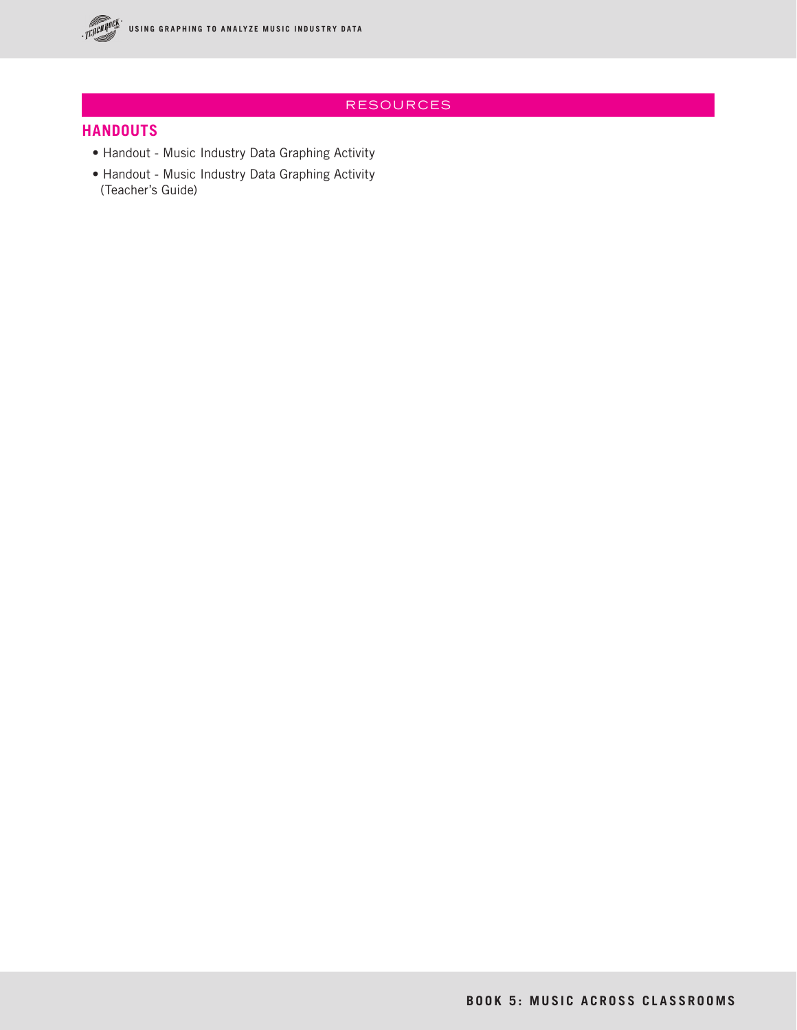## RESOURCES

### HANDOUTS

- Handout - Music Industry Data Graphing Activity
- Handout - Music Industry Data Graphing Activity (Teacher's Guide)